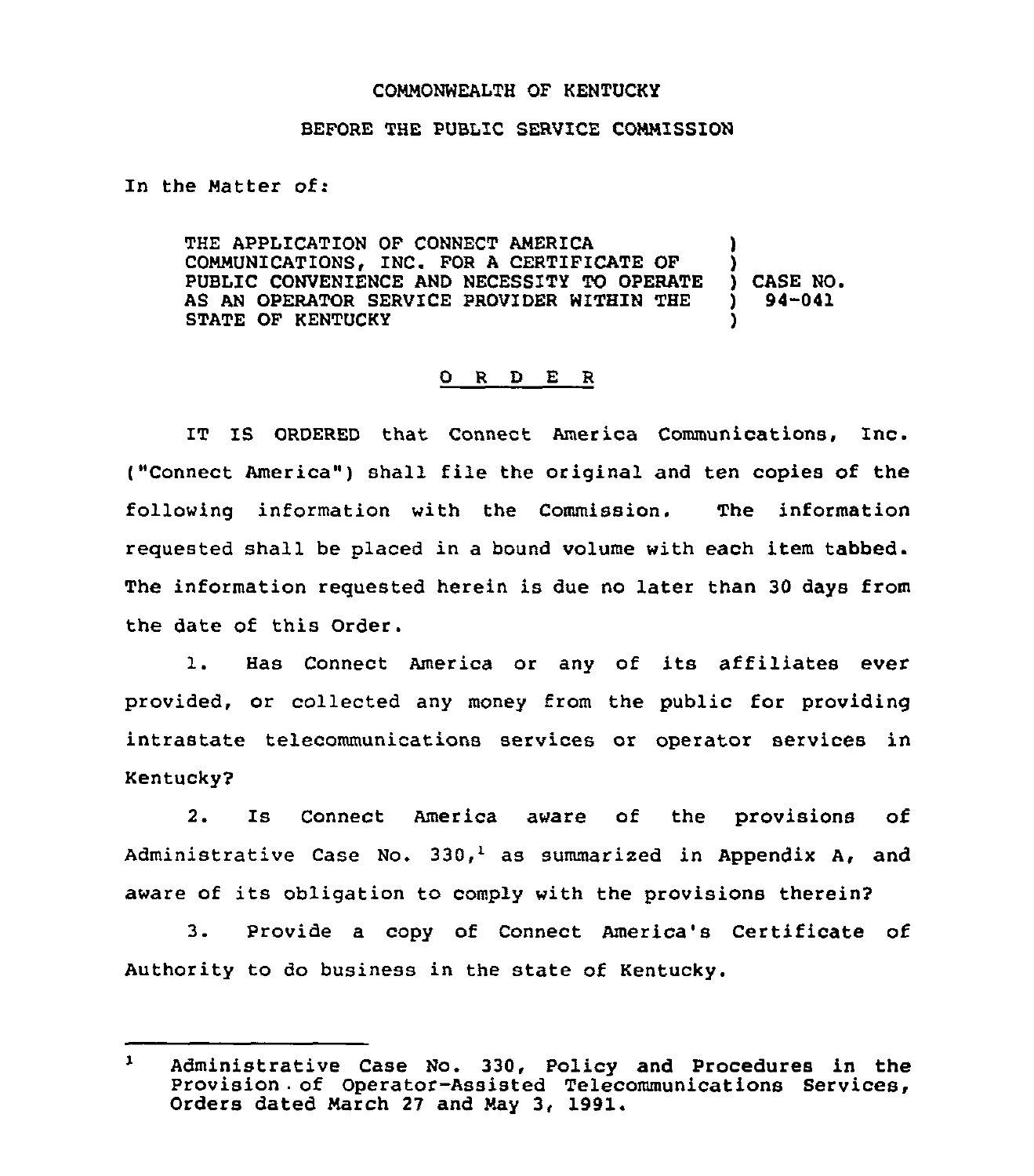COMMONWEALTH OF KENTUCKY

BEFORE THE PUBLIC SERVICE COMMISSION

In the Matter of:

THE APPLICATION OF CONNECT AMERICA COMMUNICATIONS, INC. FOR A CERTIFICATE OF PUBLIC CONVENIENCE AND NECESSITY TO OPERATE AS AN OPERATOR SERVICE PROVIDER WITHIN THE STATE OF KENTUCKY ) CASE NO. 94-041

# O R D E R

IT IS ORDERED that Connect America Communications, Inc. ("Connect America") shall file the original and ten copies of the following information with the Commission. The information requested shall be placed in a bound volume with each item tabbed. The information requested herein is due no later than 30 days from the date of this Order.

1. Has Connect America or any of its affiliates ever provided, or collected any money from the public for providing intrastate telecommunications services or operator services in Kentucky?

2. Is Connect America aware of the provisions of Administrative Case No. 330,[1] as summarized in Appendix A, and aware of its obligation to comply with the provisions therein?

3. Provide a copy of Connect America's Certificate of Authority to do business in the state of Kentucky.

---

[1] Administrative Case No. 330, Policy and Procedures in the Provision of Operator-Assisted Telecommunications Services, Orders dated March 27 and May 3, 1991.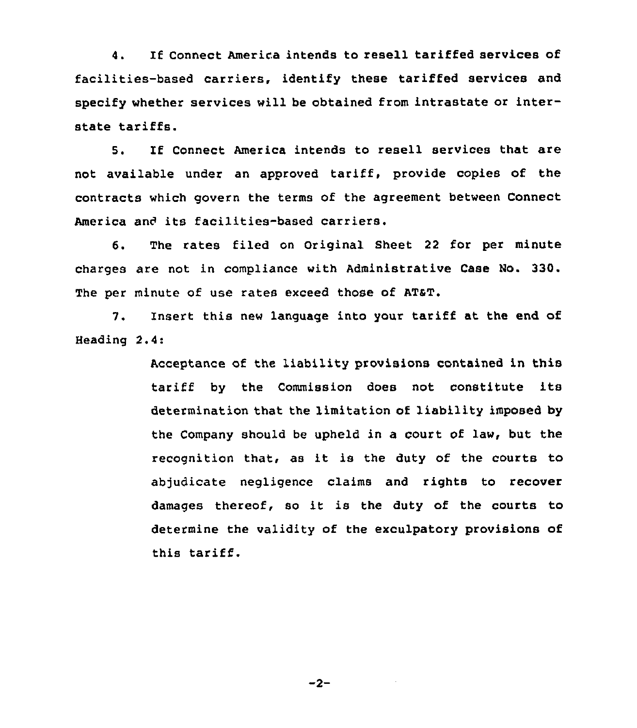4. If Connect America intends to resell tariffed services of facilities-based carriers, identify these tariffed services and specify whether services will be obtained from intrastate or interstate tariffs.

5. If Connect America intends to resell services that are not available under an approved tariff, provide copies of the contracts which govern the terms of the agreement between Connect America and its facilities-based carriers.

6. The rates filed on Original Sheet 22 for per minute charges are not in compliance with Administrative Case No. 330. The per minute of use rates exceed those of AT&T.

7. Insert this new language into your tariff at the end of Heading 2.4:

> Acceptance of the liability provisions contained in this tariff by the Commission does not constitute its determination that the limitation of liability imposed by the Company should be upheld in a court of law, but the recognition that, as it is the duty of the courts to abjudicate negligence claims and rights to recover damages thereof, so it is the duty of the courts to determine the validity of the exculpatory provisions of this tariff.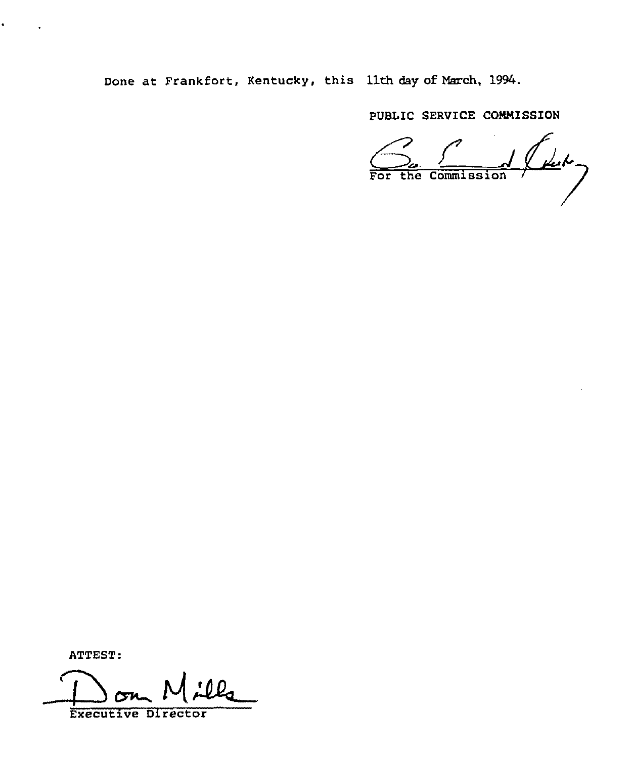Done at Frankfort, Kentucky, this 11th day of March, 1994.

PUBLIC SERVICE COMMISSION

For the Commission

ATTEST:

Executive Director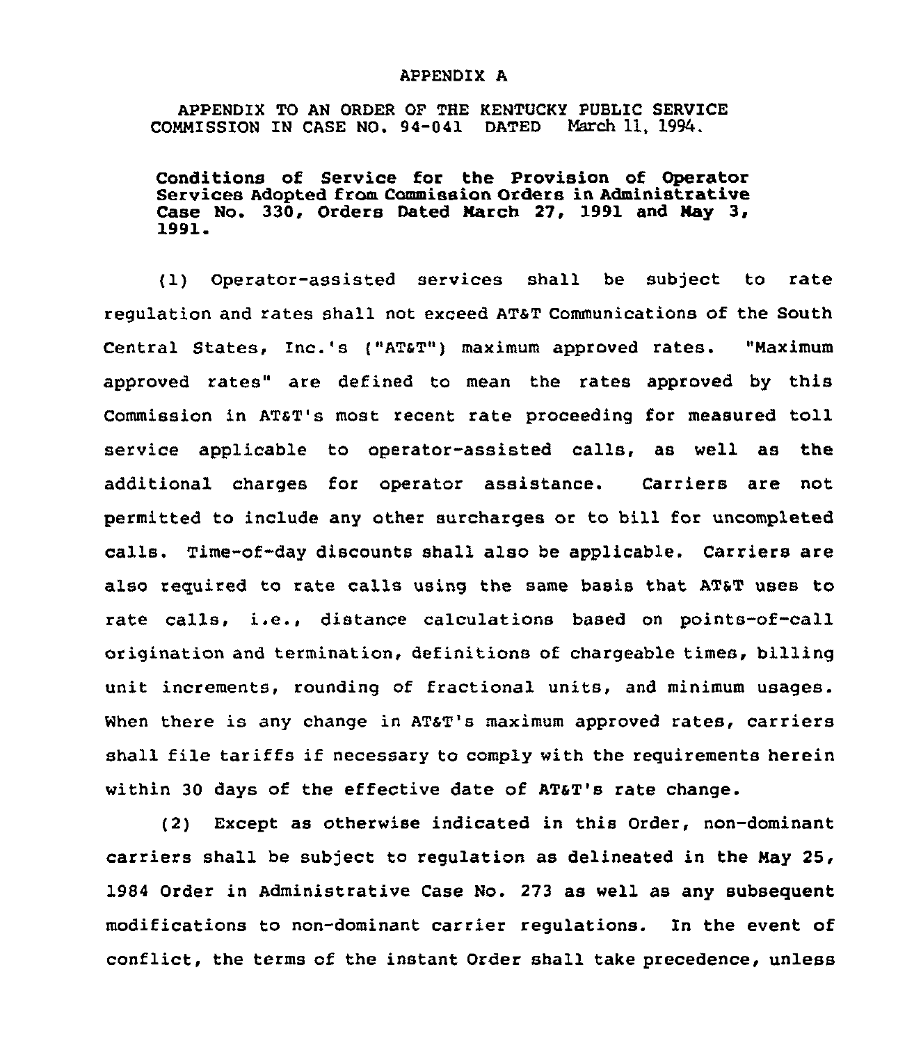APPENDIX A

APPENDIX TO AN ORDER OF THE KENTUCKY PUBLIC SERVICE COMMISSION IN CASE NO. 94-041 DATED March 11, 1994.

**Conditions of Service for the Provision of Operator Services Adopted from Commission Orders in Administrative Case No. 330, Orders Dated March 27, 1991 and May 3, 1991.**

(1) Operator-assisted services shall be subject to rate regulation and rates shall not exceed AT&T Communications of the South Central States, Inc.'s ("AT&T") maximum approved rates. "Maximum approved rates" are defined to mean the rates approved by this Commission in AT&T's most recent rate proceeding for measured toll service applicable to operator-assisted calls, as well as the additional charges for operator assistance. Carriers are not permitted to include any other surcharges or to bill for uncompleted calls. Time-of-day discounts shall also be applicable. Carriers are also required to rate calls using the same basis that AT&T uses to rate calls, i.e., distance calculations based on points-of-call origination and termination, definitions of chargeable times, billing unit increments, rounding of fractional units, and minimum usages. When there is any change in AT&T's maximum approved rates, carriers shall file tariffs if necessary to comply with the requirements herein within 30 days of the effective date of AT&T's rate change.

(2) Except as otherwise indicated in this Order, non-dominant carriers shall be subject to regulation as delineated in the May 25, 1984 Order in Administrative Case No. 273 as well as any subsequent modifications to non-dominant carrier regulations. In the event of conflict, the terms of the instant Order shall take precedence, unless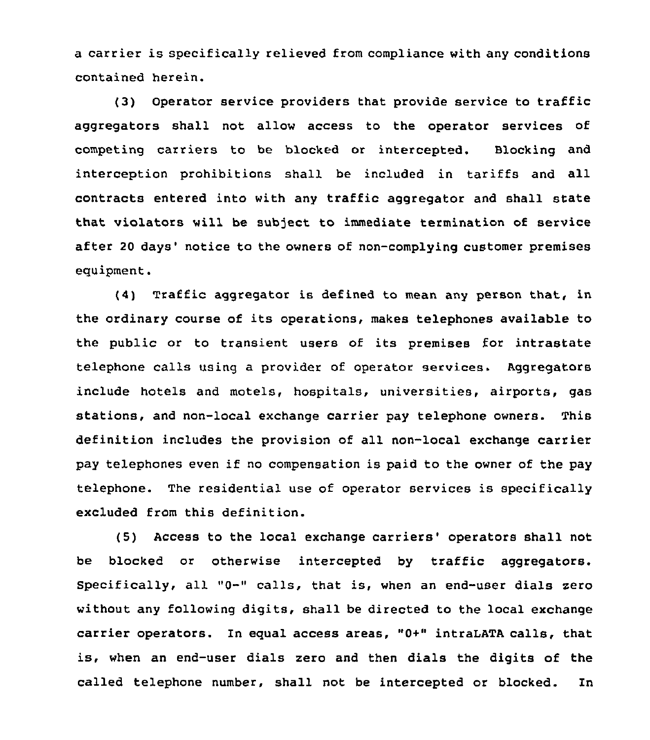a carrier is specifically relieved from compliance with any conditions contained herein.

(3) Operator service providers that provide service to traffic aggregators shall not allow access to the operator services of competing carriers to be blocked or intercepted. Blocking and interception prohibitions shall be included in tariffs and all contracts entered into with any traffic aggregator and shall state that violators will be subject to immediate termination of service after 20 days' notice to the owners of non-complying customer premises equipment.

(4) Traffic aggregator is defined to mean any person that, in the ordinary course of its operations, makes telephones available to the public or to transient users of its premises for intrastate telephone calls using a provider of operator services. Aggregators include hotels and motels, hospitals, universities, airports, gas stations, and non-local exchange carrier pay telephone owners. This definition includes the provision of all non-local exchange carrier pay telephones even if no compensation is paid to the owner of the pay telephone. The residential use of operator services is specifically excluded from this definition.

(5) Access to the local exchange carriers' operators shall not be blocked or otherwise intercepted by traffic aggregators. Specifically, all "0-" calls, that is, when an end-user dials zero without any following digits, shall be directed to the local exchange carrier operators. In equal access areas, "0+" intraLATA calls, that is, when an end-user dials zero and then dials the digits of the called telephone number, shall not be intercepted or blocked. In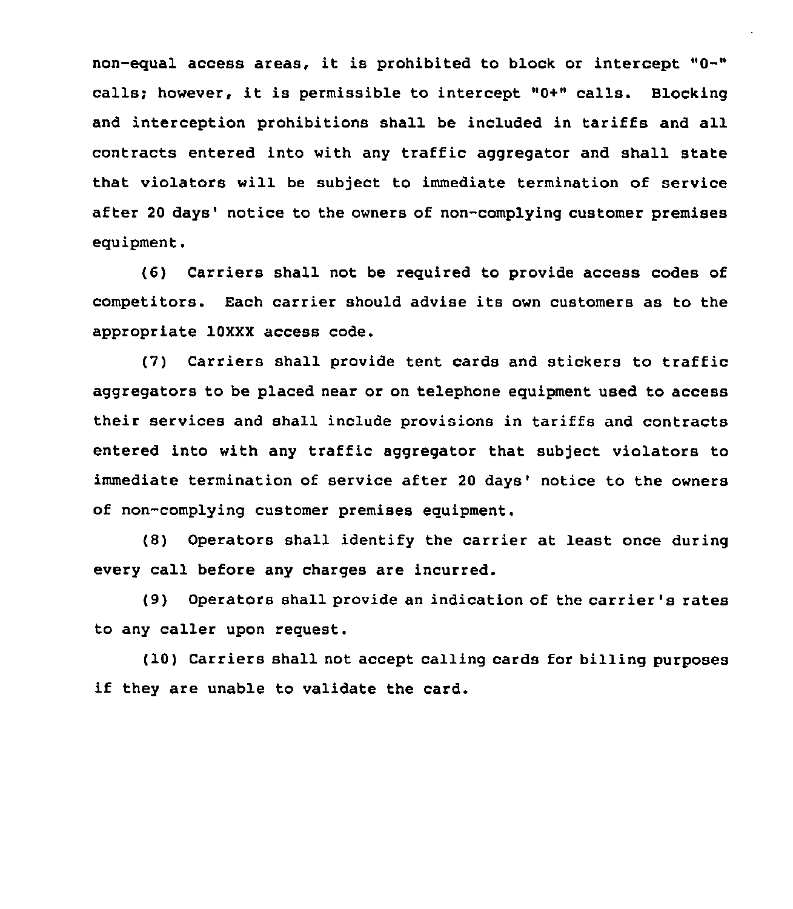non-equal access areas, it is prohibited to block or intercept "0-" calls; however, it is permissible to intercept "0+" calls. Blocking and interception prohibitions shall be included in tariffs and all contracts entered into with any traffic aggregator and shall state that violators will be subject to immediate termination of service after 20 days' notice to the owners of non-complying customer premises equipment.

(6) Carriers shall not be required to provide access codes of competitors. Each carrier should advise its own customers as to the appropriate 10XXX access code.

(7) Carriers shall provide tent cards and stickers to traffic aggregators to be placed near or on telephone equipment used to access their services and shall include provisions in tariffs and contracts entered into with any traffic aggregator that subject violators to immediate termination of service after 20 days' notice to the owners of non-complying customer premises equipment.

(8) Operators shall identify the carrier at least once during every call before any charges are incurred.

(9) Operators shall provide an indication of the carrier's rates to any caller upon request.

(10) Carriers shall not accept calling cards for billing purposes if they are unable to validate the card.